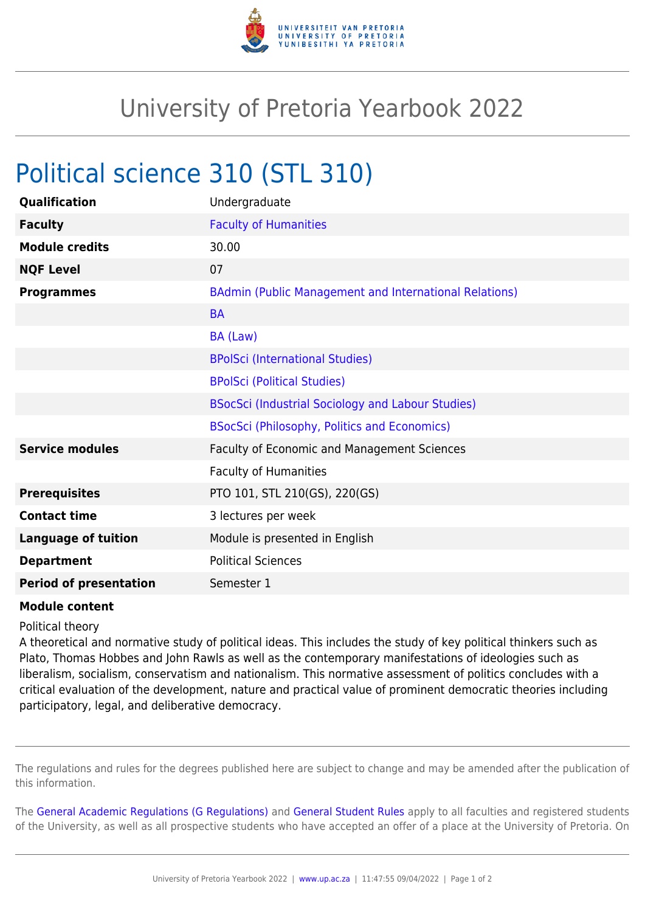# University of Pretoria Yearbook 2022

## Political science 310 (STL 310)

| | |
|---|---|
| **Qualification** | Undergraduate |
| **Faculty** | Faculty of Humanities |
| **Module credits** | 30.00 |
| **NQF Level** | 07 |
| **Programmes** | BAdmin (Public Management and International Relations) |
| | BA |
| | BA (Law) |
| | BPolSci (International Studies) |
| | BPolSci (Political Studies) |
| | BSocSci (Industrial Sociology and Labour Studies) |
| | BSocSci (Philosophy, Politics and Economics) |
| **Service modules** | Faculty of Economic and Management Sciences |
| | Faculty of Humanities |
| **Prerequisites** | PTO 101, STL 210(GS), 220(GS) |
| **Contact time** | 3 lectures per week |
| **Language of tuition** | Module is presented in English |
| **Department** | Political Sciences |
| **Period of presentation** | Semester 1 |

**Module content**

Political theory
A theoretical and normative study of political ideas. This includes the study of key political thinkers such as Plato, Thomas Hobbes and John Rawls as well as the contemporary manifestations of ideologies such as liberalism, socialism, conservatism and nationalism. This normative assessment of politics concludes with a critical evaluation of the development, nature and practical value of prominent democratic theories including participatory, legal, and deliberative democracy.

The regulations and rules for the degrees published here are subject to change and may be amended after the publication of this information.

The General Academic Regulations (G Regulations) and General Student Rules apply to all faculties and registered students of the University, as well as all prospective students who have accepted an offer of a place at the University of Pretoria. On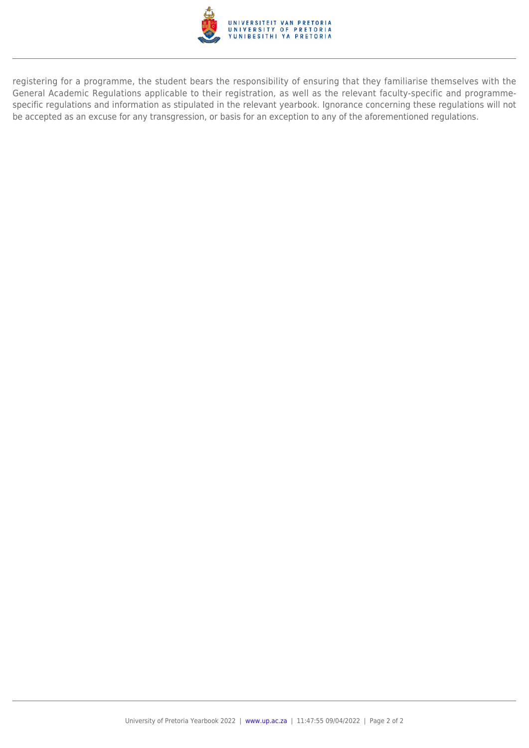registering for a programme, the student bears the responsibility of ensuring that they familiarise themselves with the General Academic Regulations applicable to their registration, as well as the relevant faculty-specific and programme-specific regulations and information as stipulated in the relevant yearbook. Ignorance concerning these regulations will not be accepted as an excuse for any transgression, or basis for an exception to any of the aforementioned regulations.